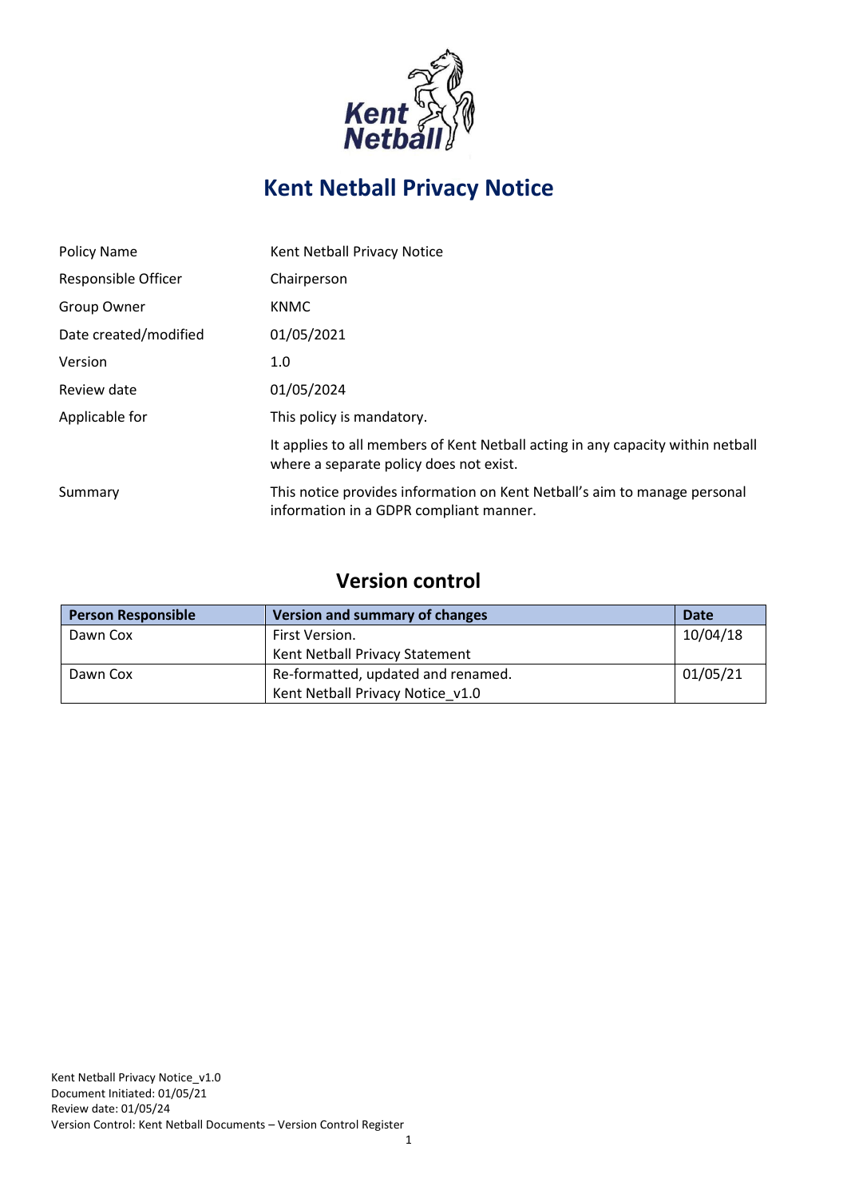# Kent Netball Privacy Notice

| | |
|---|---|
| Policy Name | Kent Netball Privacy Notice |
| Responsible Officer | Chairperson |
| Group Owner | KNMC |
| Date created/modified | 01/05/2021 |
| Version | 1.0 |
| Review date | 01/05/2024 |
| Applicable for | This policy is mandatory. |
| | It applies to all members of Kent Netball acting in any capacity within netball where a separate policy does not exist. |
| Summary | This notice provides information on Kent Netball's aim to manage personal information in a GDPR compliant manner. |

## Version control

| Person Responsible | Version and summary of changes | Date |
|---|---|---|
| Dawn Cox | First Version.<br>Kent Netball Privacy Statement | 10/04/18 |
| Dawn Cox | Re-formatted, updated and renamed.<br>Kent Netball Privacy Notice_v1.0 | 01/05/21 |

Kent Netball Privacy Notice_v1.0
Document Initiated: 01/05/21
Review date: 01/05/24
Version Control: Kent Netball Documents – Version Control Register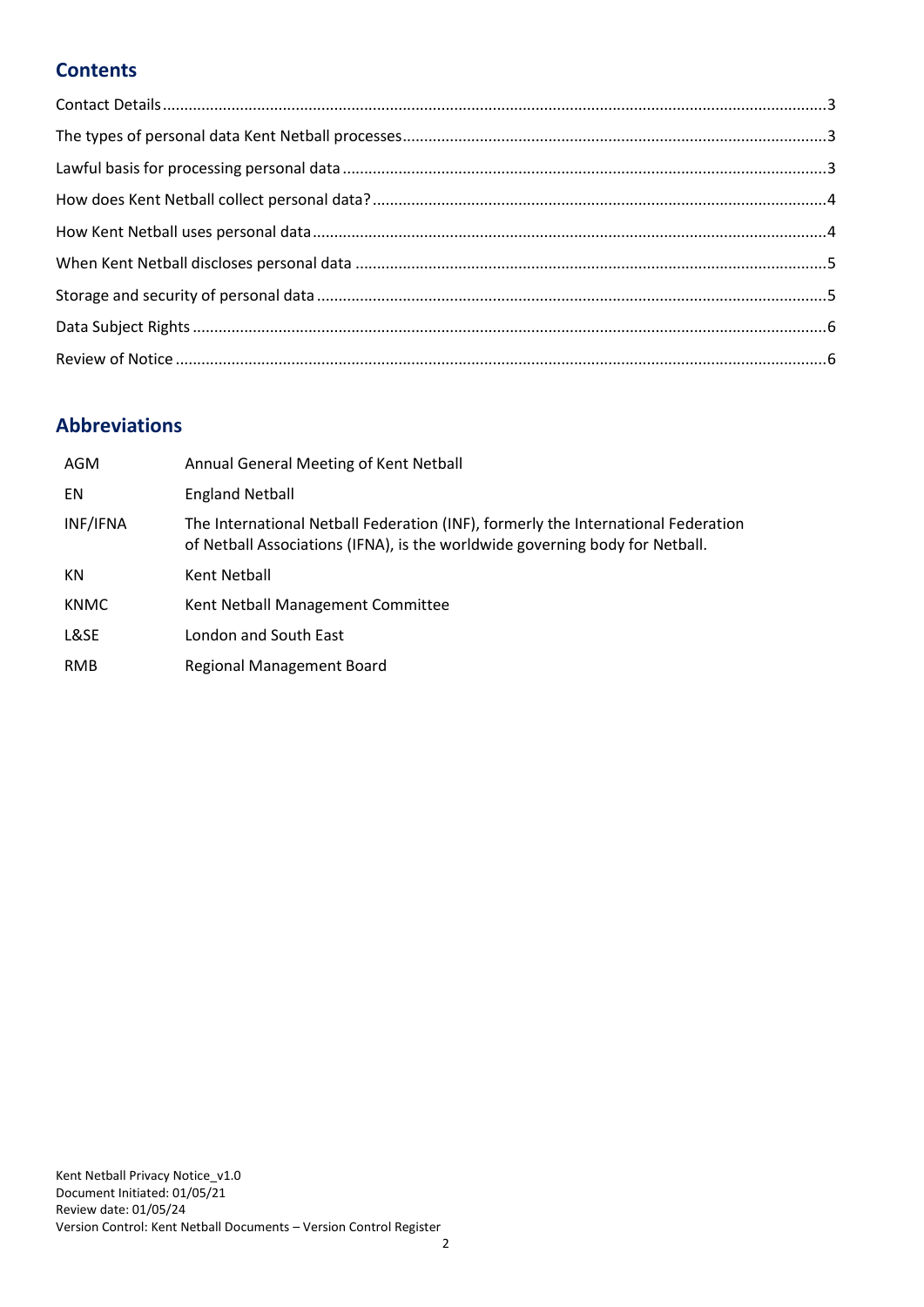## Contents

- Contact Details ... 3
- The types of personal data Kent Netball processes ... 3
- Lawful basis for processing personal data ... 3
- How does Kent Netball collect personal data? ... 4
- How Kent Netball uses personal data ... 4
- When Kent Netball discloses personal data ... 5
- Storage and security of personal data ... 5
- Data Subject Rights ... 6
- Review of Notice ... 6

## Abbreviations

| | |
|---|---|
| AGM | Annual General Meeting of Kent Netball |
| EN | England Netball |
| INF/IFNA | The International Netball Federation (INF), formerly the International Federation of Netball Associations (IFNA), is the worldwide governing body for Netball. |
| KN | Kent Netball |
| KNMC | Kent Netball Management Committee |
| L&SE | London and South East |
| RMB | Regional Management Board |

Kent Netball Privacy Notice_v1.0
Document Initiated: 01/05/21
Review date: 01/05/24
Version Control: Kent Netball Documents – Version Control Register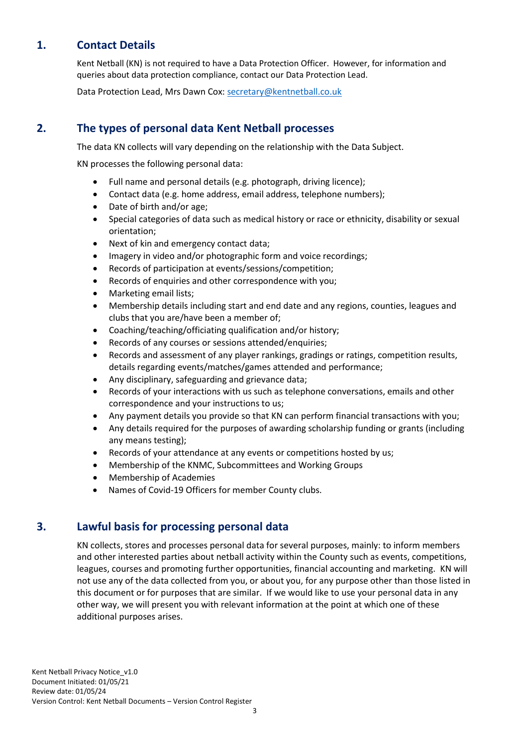## 1. Contact Details

Kent Netball (KN) is not required to have a Data Protection Officer. However, for information and queries about data protection compliance, contact our Data Protection Lead.

Data Protection Lead, Mrs Dawn Cox: secretary@kentnetball.co.uk

## 2. The types of personal data Kent Netball processes

The data KN collects will vary depending on the relationship with the Data Subject.

KN processes the following personal data:

- Full name and personal details (e.g. photograph, driving licence);
- Contact data (e.g. home address, email address, telephone numbers);
- Date of birth and/or age;
- Special categories of data such as medical history or race or ethnicity, disability or sexual orientation;
- Next of kin and emergency contact data;
- Imagery in video and/or photographic form and voice recordings;
- Records of participation at events/sessions/competition;
- Records of enquiries and other correspondence with you;
- Marketing email lists;
- Membership details including start and end date and any regions, counties, leagues and clubs that you are/have been a member of;
- Coaching/teaching/officiating qualification and/or history;
- Records of any courses or sessions attended/enquiries;
- Records and assessment of any player rankings, gradings or ratings, competition results, details regarding events/matches/games attended and performance;
- Any disciplinary, safeguarding and grievance data;
- Records of your interactions with us such as telephone conversations, emails and other correspondence and your instructions to us;
- Any payment details you provide so that KN can perform financial transactions with you;
- Any details required for the purposes of awarding scholarship funding or grants (including any means testing);
- Records of your attendance at any events or competitions hosted by us;
- Membership of the KNMC, Subcommittees and Working Groups
- Membership of Academies
- Names of Covid-19 Officers for member County clubs.

## 3. Lawful basis for processing personal data

KN collects, stores and processes personal data for several purposes, mainly: to inform members and other interested parties about netball activity within the County such as events, competitions, leagues, courses and promoting further opportunities, financial accounting and marketing. KN will not use any of the data collected from you, or about you, for any purpose other than those listed in this document or for purposes that are similar. If we would like to use your personal data in any other way, we will present you with relevant information at the point at which one of these additional purposes arises.

Kent Netball Privacy Notice_v1.0
Document Initiated: 01/05/21
Review date: 01/05/24
Version Control: Kent Netball Documents – Version Control Register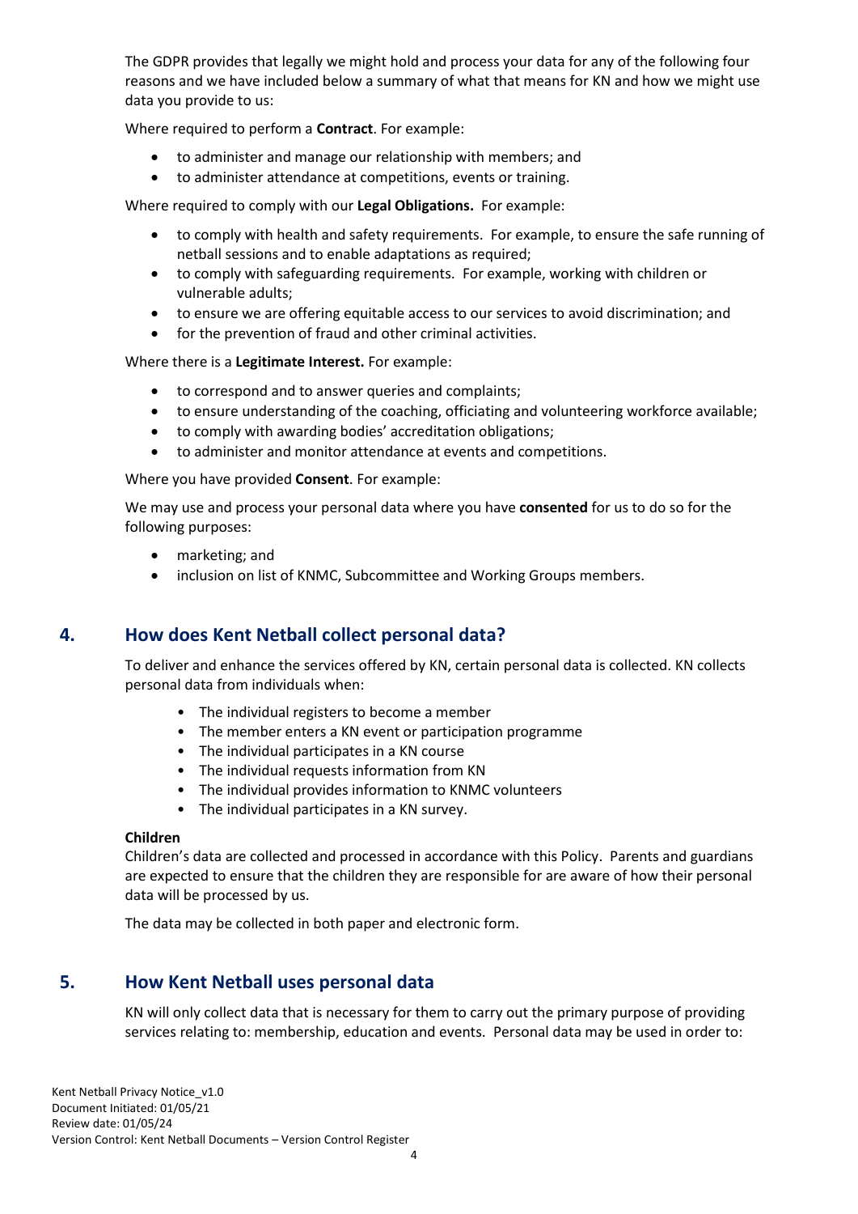The GDPR provides that legally we might hold and process your data for any of the following four reasons and we have included below a summary of what that means for KN and how we might use data you provide to us:

Where required to perform a **Contract**. For example:

- to administer and manage our relationship with members; and
- to administer attendance at competitions, events or training.

Where required to comply with our **Legal Obligations.** For example:

- to comply with health and safety requirements. For example, to ensure the safe running of netball sessions and to enable adaptations as required;
- to comply with safeguarding requirements. For example, working with children or vulnerable adults;
- to ensure we are offering equitable access to our services to avoid discrimination; and
- for the prevention of fraud and other criminal activities.

Where there is a **Legitimate Interest.** For example:

- to correspond and to answer queries and complaints;
- to ensure understanding of the coaching, officiating and volunteering workforce available;
- to comply with awarding bodies' accreditation obligations;
- to administer and monitor attendance at events and competitions.

Where you have provided **Consent**. For example:

We may use and process your personal data where you have **consented** for us to do so for the following purposes:

- marketing; and
- inclusion on list of KNMC, Subcommittee and Working Groups members.

## 4. How does Kent Netball collect personal data?

To deliver and enhance the services offered by KN, certain personal data is collected. KN collects personal data from individuals when:

- The individual registers to become a member
- The member enters a KN event or participation programme
- The individual participates in a KN course
- The individual requests information from KN
- The individual provides information to KNMC volunteers
- The individual participates in a KN survey.

**Children**
Children's data are collected and processed in accordance with this Policy. Parents and guardians are expected to ensure that the children they are responsible for are aware of how their personal data will be processed by us.

The data may be collected in both paper and electronic form.

## 5. How Kent Netball uses personal data

KN will only collect data that is necessary for them to carry out the primary purpose of providing services relating to: membership, education and events. Personal data may be used in order to: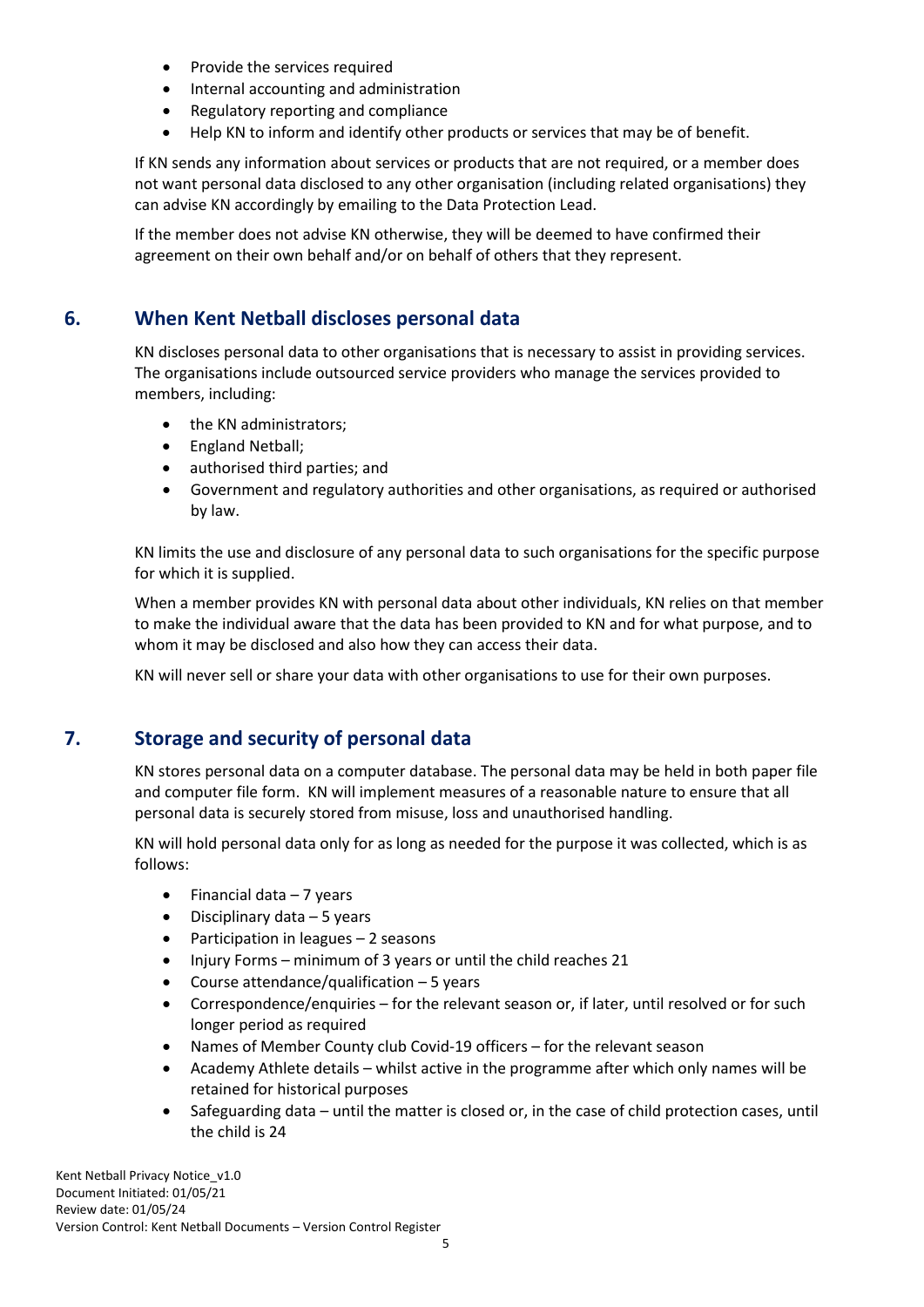- Provide the services required
- Internal accounting and administration
- Regulatory reporting and compliance
- Help KN to inform and identify other products or services that may be of benefit.

If KN sends any information about services or products that are not required, or a member does not want personal data disclosed to any other organisation (including related organisations) they can advise KN accordingly by emailing to the Data Protection Lead.

If the member does not advise KN otherwise, they will be deemed to have confirmed their agreement on their own behalf and/or on behalf of others that they represent.

## 6. When Kent Netball discloses personal data

KN discloses personal data to other organisations that is necessary to assist in providing services. The organisations include outsourced service providers who manage the services provided to members, including:

- the KN administrators;
- England Netball;
- authorised third parties; and
- Government and regulatory authorities and other organisations, as required or authorised by law.

KN limits the use and disclosure of any personal data to such organisations for the specific purpose for which it is supplied.

When a member provides KN with personal data about other individuals, KN relies on that member to make the individual aware that the data has been provided to KN and for what purpose, and to whom it may be disclosed and also how they can access their data.

KN will never sell or share your data with other organisations to use for their own purposes.

## 7. Storage and security of personal data

KN stores personal data on a computer database. The personal data may be held in both paper file and computer file form. KN will implement measures of a reasonable nature to ensure that all personal data is securely stored from misuse, loss and unauthorised handling.

KN will hold personal data only for as long as needed for the purpose it was collected, which is as follows:

- Financial data – 7 years
- Disciplinary data – 5 years
- Participation in leagues – 2 seasons
- Injury Forms – minimum of 3 years or until the child reaches 21
- Course attendance/qualification – 5 years
- Correspondence/enquiries – for the relevant season or, if later, until resolved or for such longer period as required
- Names of Member County club Covid-19 officers – for the relevant season
- Academy Athlete details – whilst active in the programme after which only names will be retained for historical purposes
- Safeguarding data – until the matter is closed or, in the case of child protection cases, until the child is 24

Kent Netball Privacy Notice_v1.0
Document Initiated: 01/05/21
Review date: 01/05/24
Version Control: Kent Netball Documents – Version Control Register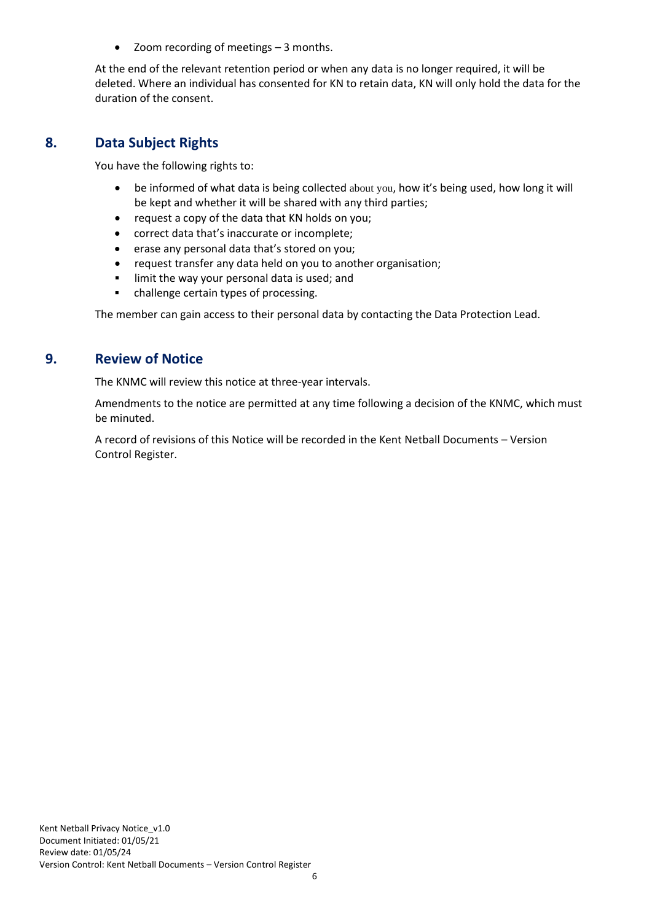- Zoom recording of meetings – 3 months.

At the end of the relevant retention period or when any data is no longer required, it will be deleted. Where an individual has consented for KN to retain data, KN will only hold the data for the duration of the consent.

## 8. Data Subject Rights

You have the following rights to:

- be informed of what data is being collected about you, how it's being used, how long it will be kept and whether it will be shared with any third parties;
- request a copy of the data that KN holds on you;
- correct data that's inaccurate or incomplete;
- erase any personal data that's stored on you;
- request transfer any data held on you to another organisation;
- limit the way your personal data is used; and
- challenge certain types of processing.

The member can gain access to their personal data by contacting the Data Protection Lead.

## 9. Review of Notice

The KNMC will review this notice at three-year intervals.

Amendments to the notice are permitted at any time following a decision of the KNMC, which must be minuted.

A record of revisions of this Notice will be recorded in the Kent Netball Documents – Version Control Register.

Kent Netball Privacy Notice_v1.0
Document Initiated: 01/05/21
Review date: 01/05/24
Version Control: Kent Netball Documents – Version Control Register